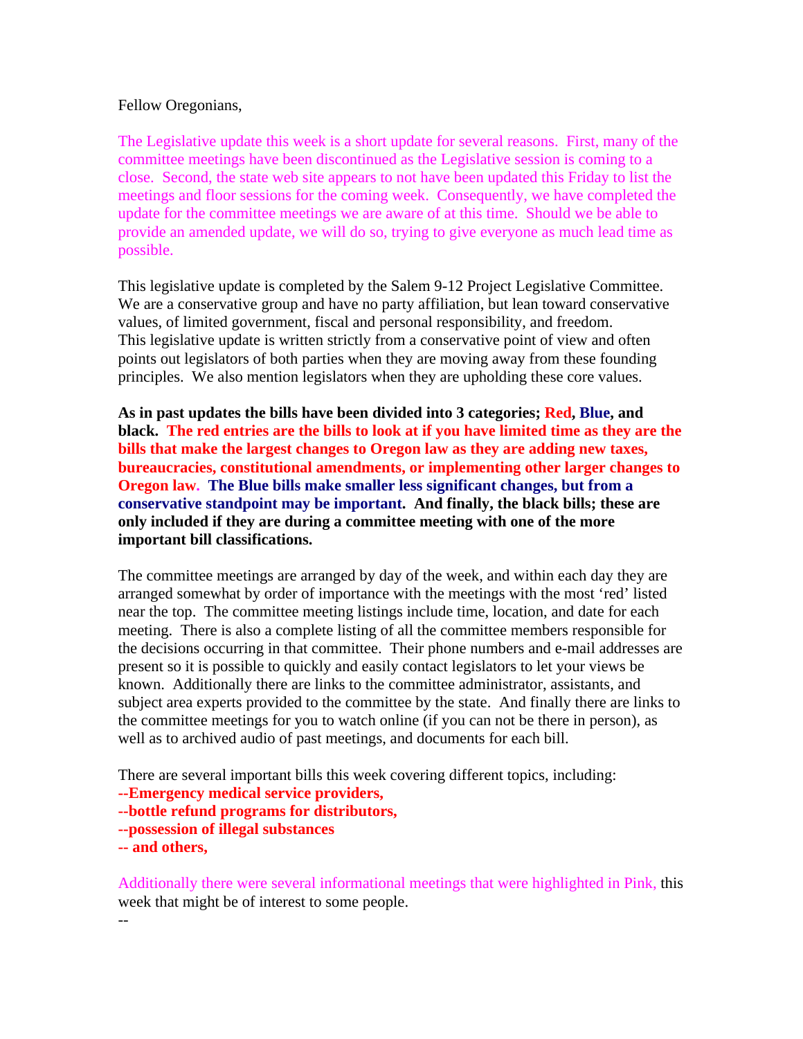Fellow Oregonians,

The Legislative update this week is a short update for several reasons. First, many of the committee meetings have been discontinued as the Legislative session is coming to a close. Second, the state web site appears to not have been updated this Friday to list the meetings and floor sessions for the coming week. Consequently, we have completed the update for the committee meetings we are aware of at this time. Should we be able to provide an amended update, we will do so, trying to give everyone as much lead time as possible.

This legislative update is completed by the Salem 9-12 Project Legislative Committee. We are a conservative group and have no party affiliation, but lean toward conservative values, of limited government, fiscal and personal responsibility, and freedom. This legislative update is written strictly from a conservative point of view and often points out legislators of both parties when they are moving away from these founding principles. We also mention legislators when they are upholding these core values.

**As in past updates the bills have been divided into 3 categories; Red, Blue, and black. The red entries are the bills to look at if you have limited time as they are the bills that make the largest changes to Oregon law as they are adding new taxes, bureaucracies, constitutional amendments, or implementing other larger changes to Oregon law. The Blue bills make smaller less significant changes, but from a conservative standpoint may be important. And finally, the black bills; these are only included if they are during a committee meeting with one of the more important bill classifications.**

The committee meetings are arranged by day of the week, and within each day they are arranged somewhat by order of importance with the meetings with the most 'red' listed near the top. The committee meeting listings include time, location, and date for each meeting. There is also a complete listing of all the committee members responsible for the decisions occurring in that committee. Their phone numbers and e-mail addresses are present so it is possible to quickly and easily contact legislators to let your views be known. Additionally there are links to the committee administrator, assistants, and subject area experts provided to the committee by the state. And finally there are links to the committee meetings for you to watch online (if you can not be there in person), as well as to archived audio of past meetings, and documents for each bill.

There are several important bills this week covering different topics, including:

**--Emergency medical service providers,**
**--bottle refund programs for distributors,**
**--possession of illegal substances**
**-- and others,**

Additionally there were several informational meetings that were highlighted in Pink, this week that might be of interest to some people.

--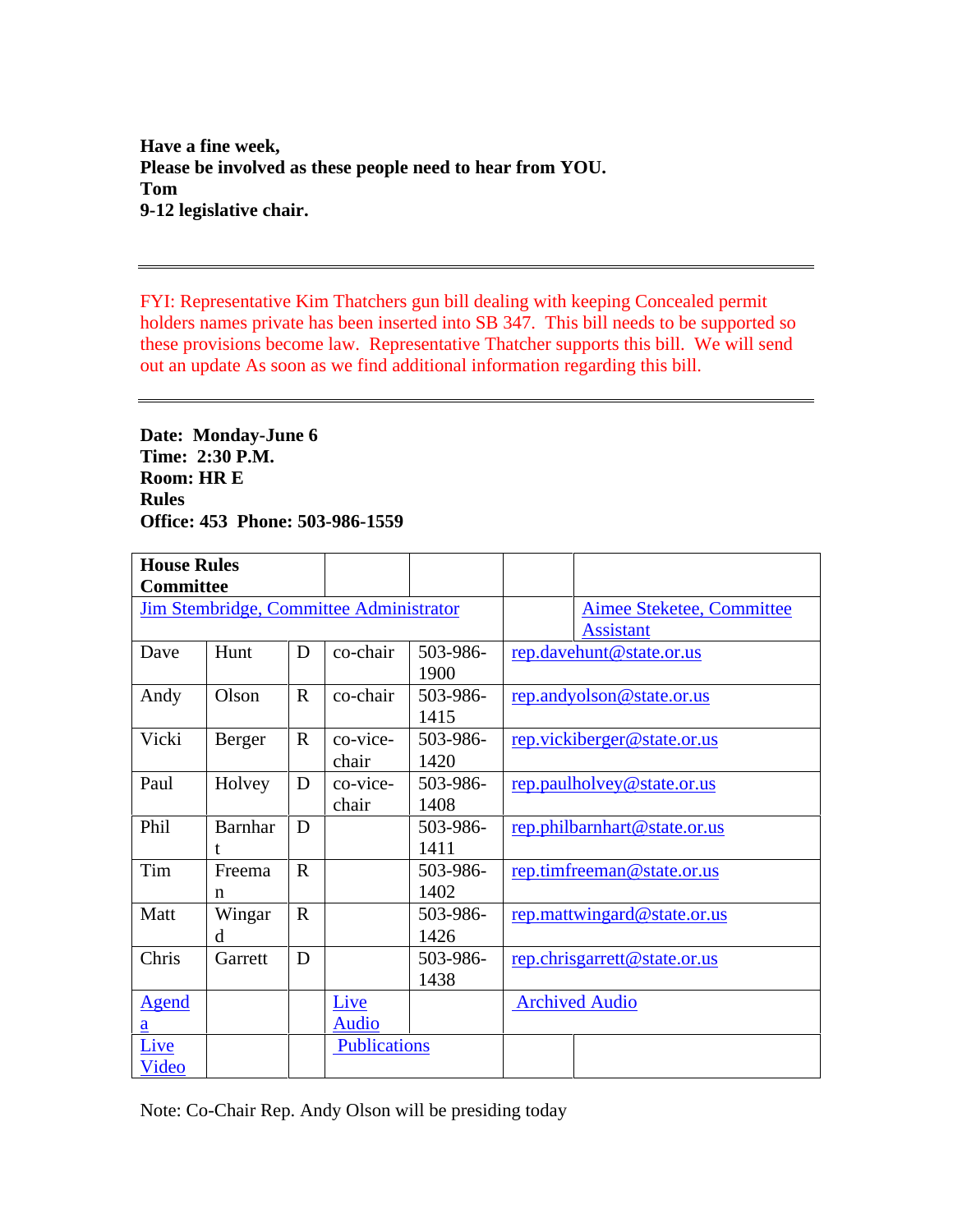**Have a fine week,**
**Please be involved as these people need to hear from YOU.**
**Tom**
**9-12 legislative chair.**

---

FYI: Representative Kim Thatchers gun bill dealing with keeping Concealed permit holders names private has been inserted into SB 347. This bill needs to be supported so these provisions become law. Representative Thatcher supports this bill. We will send out an update As soon as we find additional information regarding this bill.

---

**Date: Monday-June 6**
**Time: 2:30 P.M.**
**Room: HR E**
**Rules**
**Office: 453 Phone: 503-986-1559**

| **House Rules Committee** | | | | | |
|---|---|---|---|---|---|
| Jim Stembridge, Committee Administrator | | | | | Aimee Steketee, Committee Assistant |
| Dave | Hunt | D | co-chair | 503-986-1900 | rep.davehunt@state.or.us |
| Andy | Olson | R | co-chair | 503-986-1415 | rep.andyolson@state.or.us |
| Vicki | Berger | R | co-vice-chair | 503-986-1420 | rep.vickiberger@state.or.us |
| Paul | Holvey | D | co-vice-chair | 503-986-1408 | rep.paulholvey@state.or.us |
| Phil | Barnhart | D | | 503-986-1411 | rep.philbarnhart@state.or.us |
| Tim | Freeman | R | | 503-986-1402 | rep.timfreeman@state.or.us |
| Matt | Wingard | R | | 503-986-1426 | rep.mattwingard@state.or.us |
| Chris | Garrett | D | | 503-986-1438 | rep.chrisgarrett@state.or.us |
| Agenda | | | Live Audio | | Archived Audio |
| Live Video | | | Publications | | |

Note: Co-Chair Rep. Andy Olson will be presiding today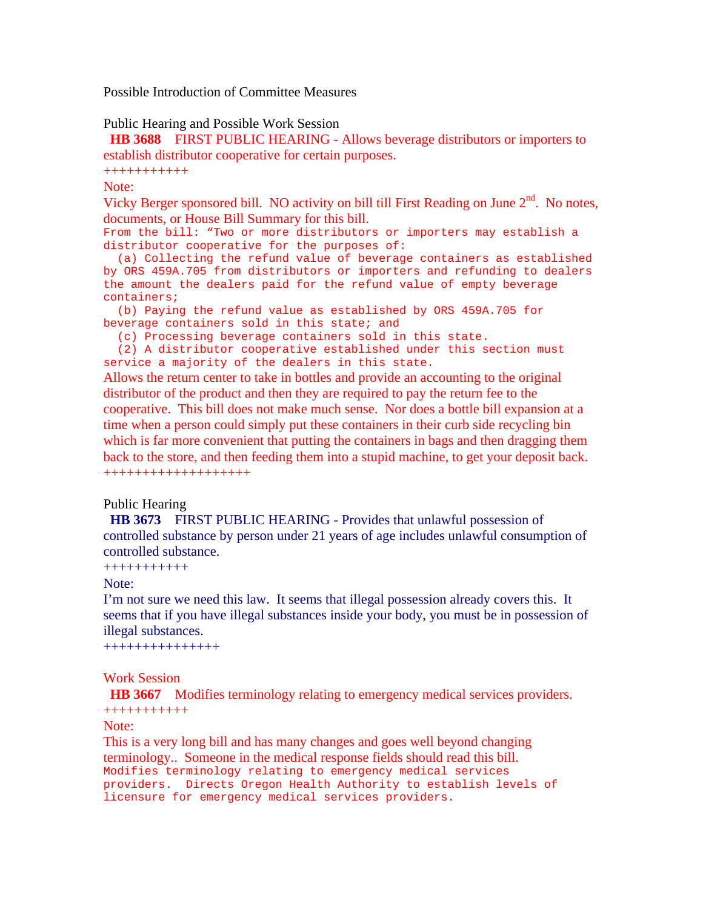Possible Introduction of Committee Measures

Public Hearing and Possible Work Session

**HB 3688** FIRST PUBLIC HEARING - Allows beverage distributors or importers to establish distributor cooperative for certain purposes.

+++++++++++

Note:

Vicky Berger sponsored bill. NO activity on bill till First Reading on June 2nd. No notes, documents, or House Bill Summary for this bill.

```
From the bill: “Two or more distributors or importers may establish a
distributor cooperative for the purposes of:
  (a) Collecting the refund value of beverage containers as established
by ORS 459A.705 from distributors or importers and refunding to dealers
the amount the dealers paid for the refund value of empty beverage
containers;
  (b) Paying the refund value as established by ORS 459A.705 for
beverage containers sold in this state; and
  (c) Processing beverage containers sold in this state.
  (2) A distributor cooperative established under this section must
service a majority of the dealers in this state.
```

Allows the return center to take in bottles and provide an accounting to the original distributor of the product and then they are required to pay the return fee to the cooperative. This bill does not make much sense. Nor does a bottle bill expansion at a time when a person could simply put these containers in their curb side recycling bin which is far more convenient that putting the containers in bags and then dragging them back to the store, and then feeding them into a stupid machine, to get your deposit back.

+++++++++++++++++++

Public Hearing

**HB 3673** FIRST PUBLIC HEARING - Provides that unlawful possession of controlled substance by person under 21 years of age includes unlawful consumption of controlled substance.

+++++++++++

Note:

I'm not sure we need this law. It seems that illegal possession already covers this. It seems that if you have illegal substances inside your body, you must be in possession of illegal substances.

+++++++++++++++

Work Session

**HB 3667** Modifies terminology relating to emergency medical services providers.

+++++++++++

Note:

This is a very long bill and has many changes and goes well beyond changing terminology.. Someone in the medical response fields should read this bill.

```
Modifies terminology relating to emergency medical services
providers.  Directs Oregon Health Authority to establish levels of
licensure for emergency medical services providers.
```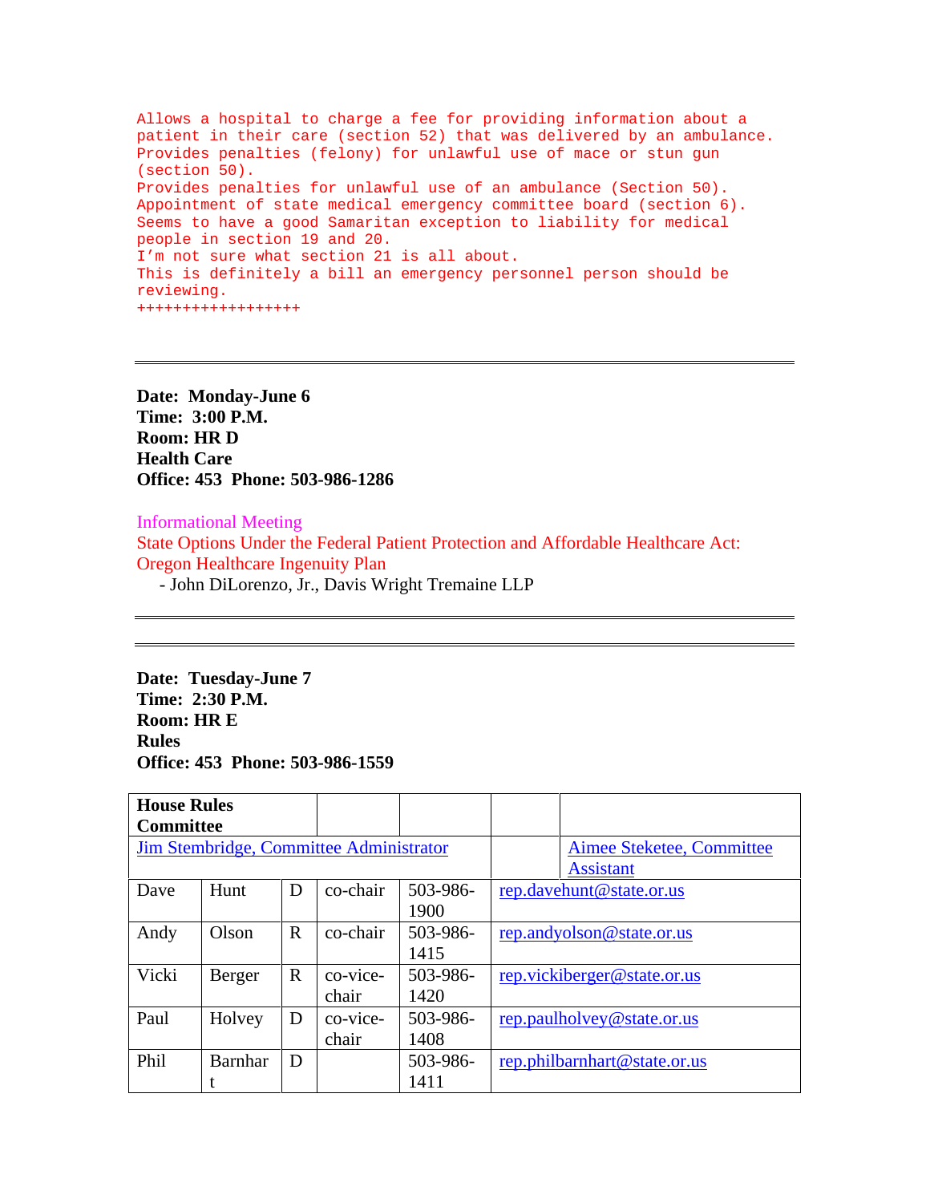```
Allows a hospital to charge a fee for providing information about a
patient in their care (section 52) that was delivered by an ambulance.
Provides penalties (felony) for unlawful use of mace or stun gun
(section 50).
Provides penalties for unlawful use of an ambulance (Section 50).
Appointment of state medical emergency committee board (section 6).
Seems to have a good Samaritan exception to liability for medical
people in section 19 and 20.
I'm not sure what section 21 is all about.
This is definitely a bill an emergency personnel person should be
reviewing.
+++++++++++++++++
```

---

**Date: Monday-June 6**
**Time: 3:00 P.M.**
**Room: HR D**
**Health Care**
**Office: 453 Phone: 503-986-1286**

Informational Meeting
State Options Under the Federal Patient Protection and Affordable Healthcare Act: Oregon Healthcare Ingenuity Plan
- John DiLorenzo, Jr., Davis Wright Tremaine LLP

---

---

**Date: Tuesday-June 7**
**Time: 2:30 P.M.**
**Room: HR E**
**Rules**
**Office: 453 Phone: 503-986-1559**

| **House Rules Committee** | | | | | |
|---|---|---|---|---|---|
| Jim Stembridge, Committee Administrator | | | | | Aimee Steketee, Committee Assistant |
| Dave | Hunt | D | co-chair | 503-986-1900 | rep.davehunt@state.or.us |
| Andy | Olson | R | co-chair | 503-986-1415 | rep.andyolson@state.or.us |
| Vicki | Berger | R | co-vice-chair | 503-986-1420 | rep.vickiberger@state.or.us |
| Paul | Holvey | D | co-vice-chair | 503-986-1408 | rep.paulholvey@state.or.us |
| Phil | Barnhart | D | | 503-986-1411 | rep.philbarnhart@state.or.us |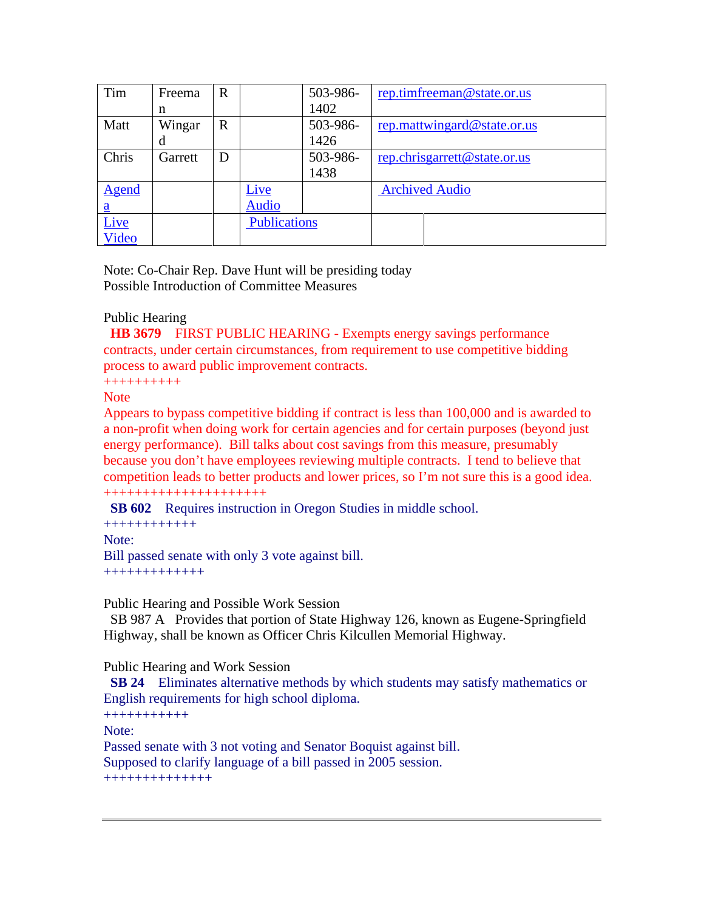| Tim | Freeman | R | | 503-986-1402 | rep.timfreeman@state.or.us | |
|---|---|---|---|---|---|---|
| Matt | Wingard | R | | 503-986-1426 | rep.mattwingard@state.or.us | |
| Chris | Garrett | D | | 503-986-1438 | rep.chrisgarrett@state.or.us | |
| Agenda | | | Live Audio | | Archived Audio | |
| Live Video | | | Publications | | | |

Note: Co-Chair Rep. Dave Hunt will be presiding today
Possible Introduction of Committee Measures

Public Hearing

**HB 3679** FIRST PUBLIC HEARING - Exempts energy savings performance contracts, under certain circumstances, from requirement to use competitive bidding process to award public improvement contracts.

++++++++++

Note

Appears to bypass competitive bidding if contract is less than 100,000 and is awarded to a non-profit when doing work for certain agencies and for certain purposes (beyond just energy performance). Bill talks about cost savings from this measure, presumably because you don't have employees reviewing multiple contracts. I tend to believe that competition leads to better products and lower prices, so I'm not sure this is a good idea.

++++++++++++++++++++

**SB 602** Requires instruction in Oregon Studies in middle school.

++++++++++++

Note:

Bill passed senate with only 3 vote against bill.

+++++++++++++

Public Hearing and Possible Work Session

SB 987 A Provides that portion of State Highway 126, known as Eugene-Springfield Highway, shall be known as Officer Chris Kilcullen Memorial Highway.

Public Hearing and Work Session

**SB 24** Eliminates alternative methods by which students may satisfy mathematics or English requirements for high school diploma.

+++++++++++

Note:

Passed senate with 3 not voting and Senator Boquist against bill.
Supposed to clarify language of a bill passed in 2005 session.

++++++++++++++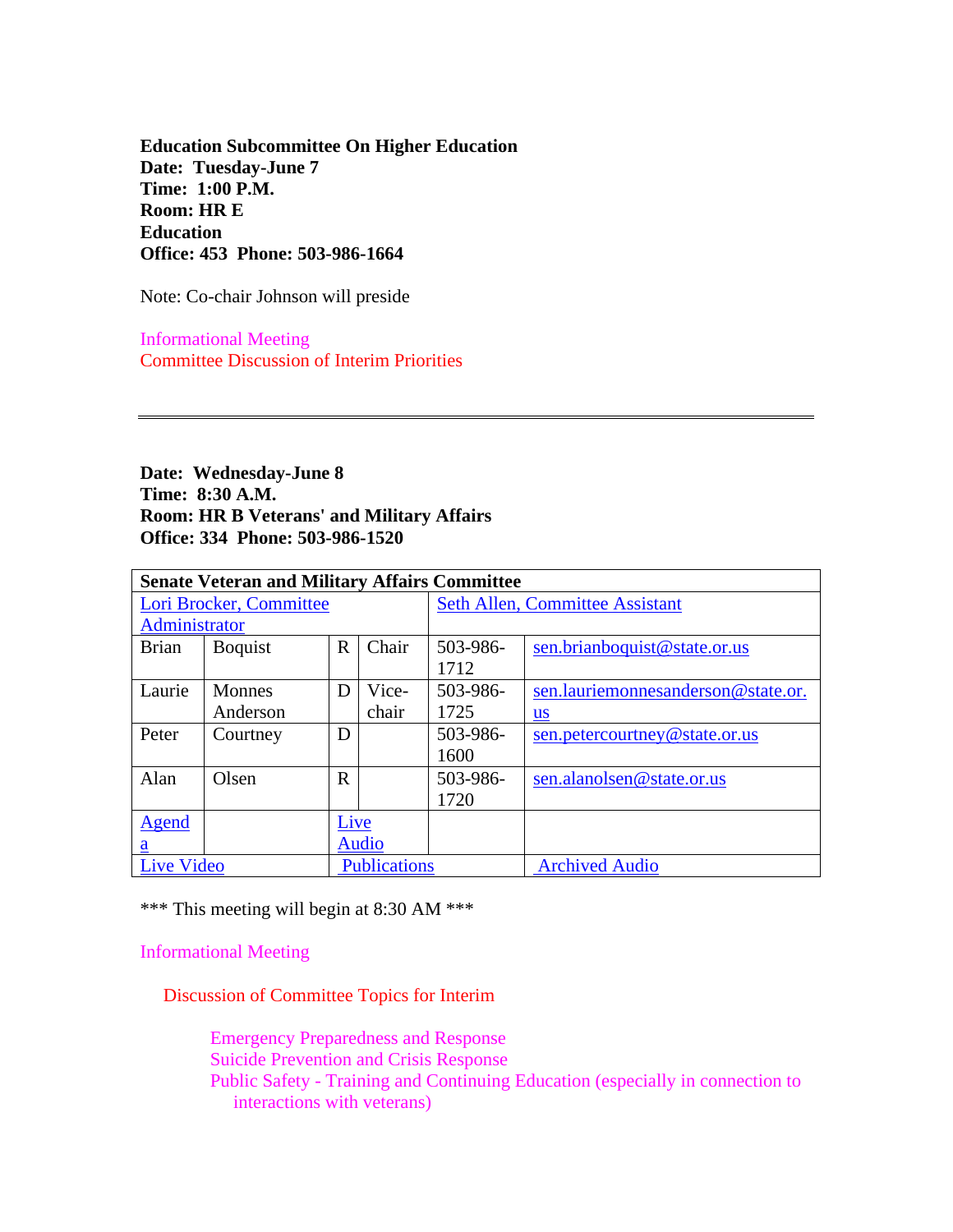**Education Subcommittee On Higher Education**
**Date: Tuesday-June 7**
**Time: 1:00 P.M.**
**Room: HR E**
**Education**
**Office: 453 Phone: 503-986-1664**

Note: Co-chair Johnson will preside

Informational Meeting
Committee Discussion of Interim Priorities

---

**Date: Wednesday-June 8**
**Time: 8:30 A.M.**
**Room: HR B Veterans' and Military Affairs**
**Office: 334 Phone: 503-986-1520**

| **Senate Veteran and Military Affairs Committee** | | | | | |
|---|---|---|---|---|---|
| Lori Brocker, Committee Administrator | | | | Seth Allen, Committee Assistant | |
| Brian | Boquist | R | Chair | 503-986-1712 | sen.brianboquist@state.or.us |
| Laurie | Monnes Anderson | D | Vice-chair | 503-986-1725 | sen.lauriemonnesanderson@state.or.us |
| Peter | Courtney | D | | 503-986-1600 | sen.petercourtney@state.or.us |
| Alan | Olsen | R | | 503-986-1720 | sen.alanolsen@state.or.us |
| Agenda | | Live Audio | | | |
| Live Video | | Publications | | Archived Audio | |

\*\*\* This meeting will begin at 8:30 AM \*\*\*

Informational Meeting

Discussion of Committee Topics for Interim

- Emergency Preparedness and Response
- Suicide Prevention and Crisis Response
- Public Safety - Training and Continuing Education (especially in connection to interactions with veterans)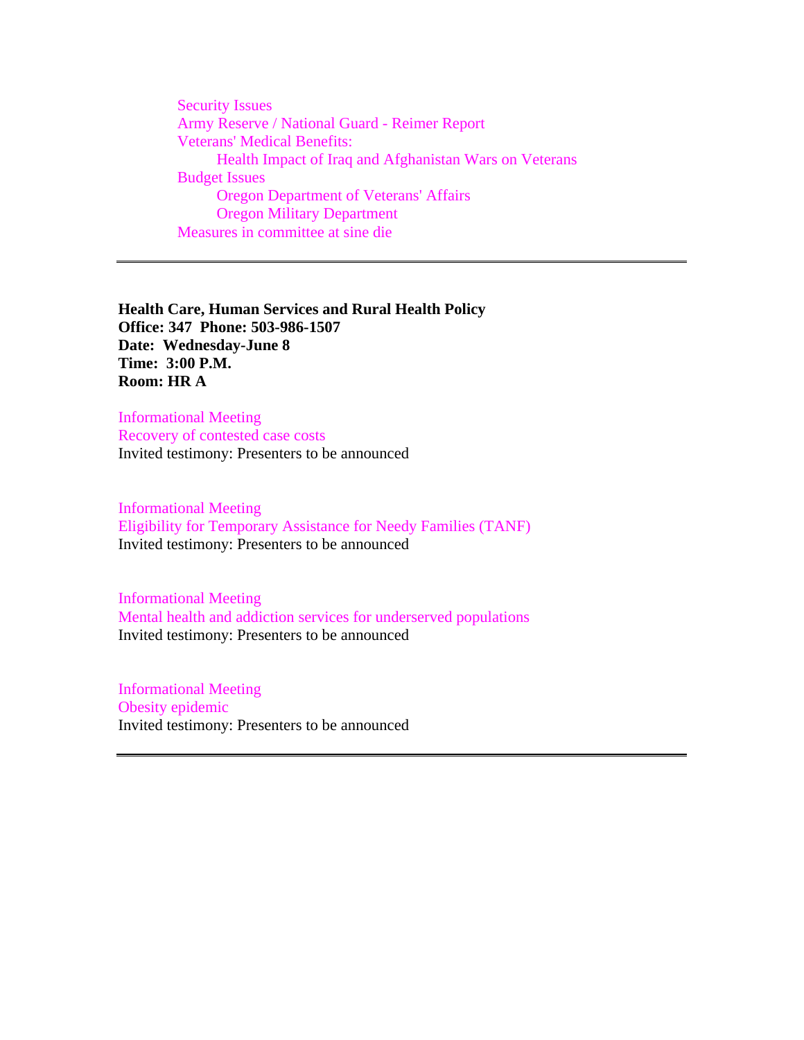Security Issues
Army Reserve / National Guard - Reimer Report
Veterans' Medical Benefits:
    Health Impact of Iraq and Afghanistan Wars on Veterans
Budget Issues
    Oregon Department of Veterans' Affairs
    Oregon Military Department
Measures in committee at sine die

---

**Health Care, Human Services and Rural Health Policy**
**Office: 347  Phone: 503-986-1507**
**Date:  Wednesday-June 8**
**Time:  3:00 P.M.**
**Room: HR A**

Informational Meeting
Recovery of contested case costs
Invited testimony: Presenters to be announced

Informational Meeting
Eligibility for Temporary Assistance for Needy Families (TANF)
Invited testimony: Presenters to be announced

Informational Meeting
Mental health and addiction services for underserved populations
Invited testimony: Presenters to be announced

Informational Meeting
Obesity epidemic
Invited testimony: Presenters to be announced

---